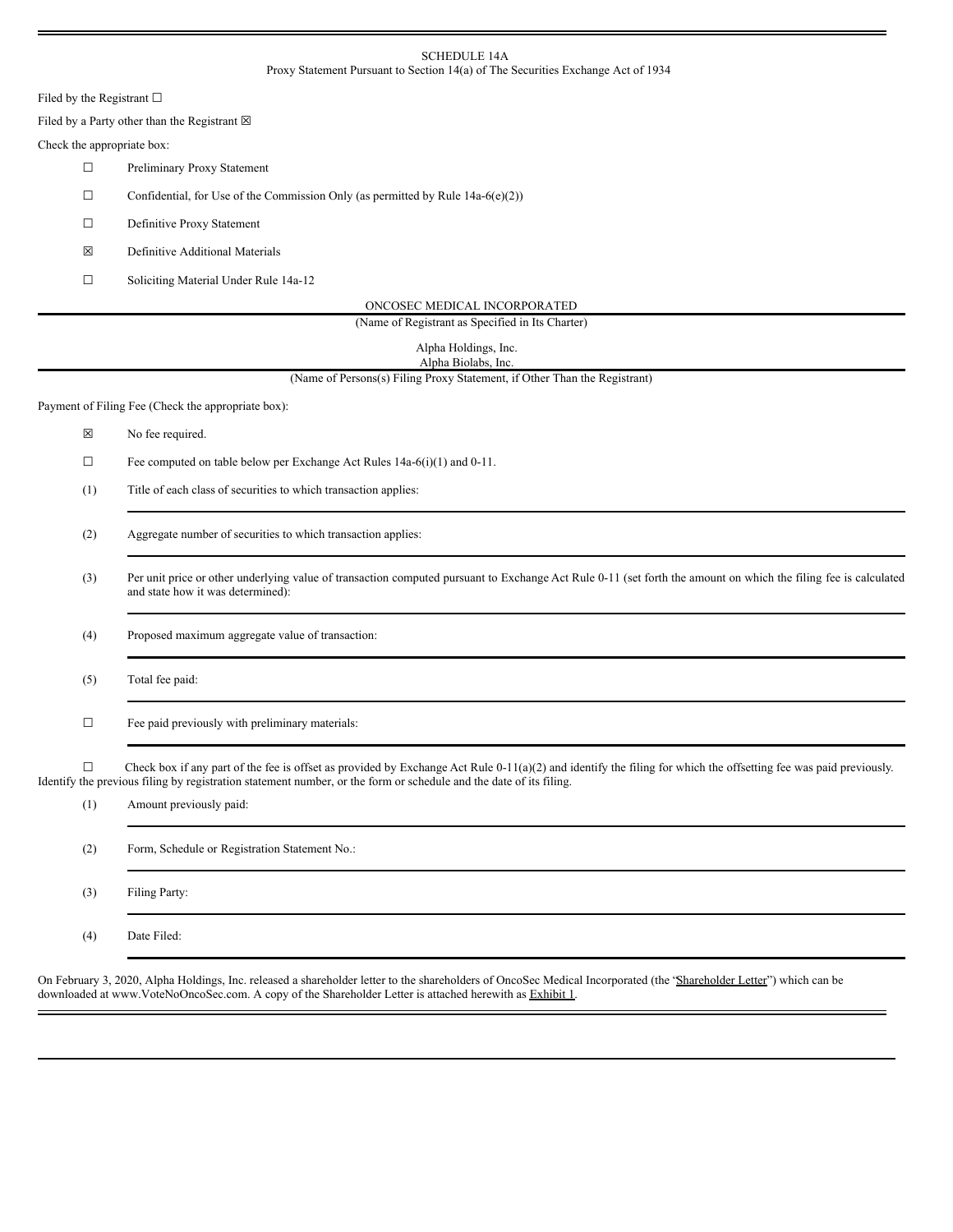SCHEDULE 14A

Proxy Statement Pursuant to Section 14(a) of The Securities Exchange Act of 1934

Filed by the Registrant ☐

Filed by a Party other than the Registrant ☒

Check the appropriate box:

☐ Preliminary Proxy Statement

☐ Confidential, for Use of the Commission Only (as permitted by Rule 14a-6(e)(2))

☐ Definitive Proxy Statement

☒ Definitive Additional Materials

☐ Soliciting Material Under Rule 14a-12

ONCOSEC MEDICAL INCORPORATED

(Name of Registrant as Specified in Its Charter)

Alpha Holdings, Inc.
Alpha Biolabs, Inc.

(Name of Persons(s) Filing Proxy Statement, if Other Than the Registrant)

Payment of Filing Fee (Check the appropriate box):

☒ No fee required.

☐ Fee computed on table below per Exchange Act Rules 14a-6(i)(1) and 0-11.

(1) Title of each class of securities to which transaction applies:

(2) Aggregate number of securities to which transaction applies:

(3) Per unit price or other underlying value of transaction computed pursuant to Exchange Act Rule 0-11 (set forth the amount on which the filing fee is calculated and state how it was determined):

(4) Proposed maximum aggregate value of transaction:

(5) Total fee paid:

☐ Fee paid previously with preliminary materials:

☐ Check box if any part of the fee is offset as provided by Exchange Act Rule 0-11(a)(2) and identify the filing for which the offsetting fee was paid previously. Identify the previous filing by registration statement number, or the form or schedule and the date of its filing.

(1) Amount previously paid:

(2) Form, Schedule or Registration Statement No.:

(3) Filing Party:

(4) Date Filed:

On February 3, 2020, Alpha Holdings, Inc. released a shareholder letter to the shareholders of OncoSec Medical Incorporated (the "Shareholder Letter") which can be downloaded at www.VoteNoOncoSec.com. A copy of the Shareholder Letter is attached herewith as Exhibit 1.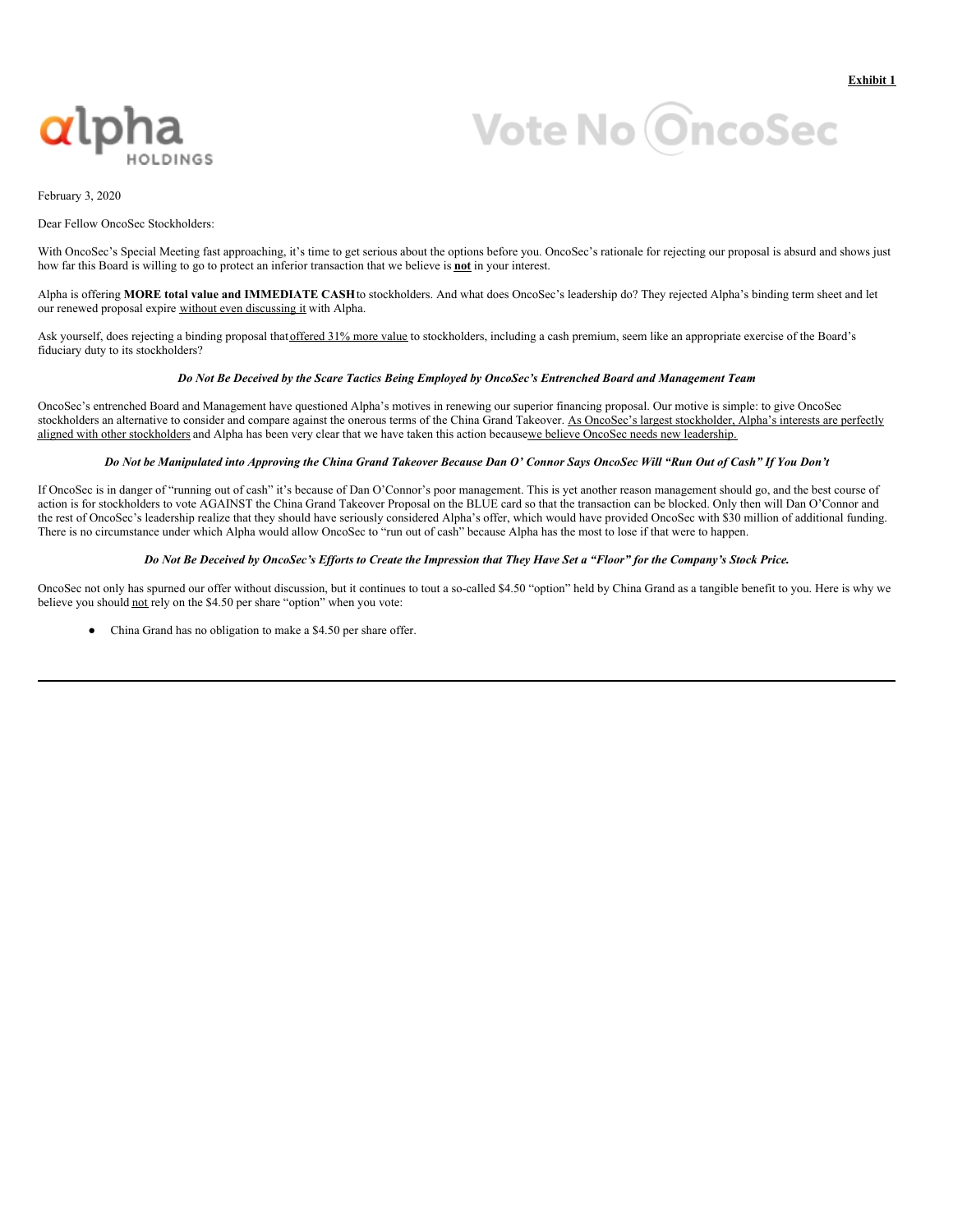**Exhibit 1**

alpha HOLDINGS

Vote No OncoSec

February 3, 2020

Dear Fellow OncoSec Stockholders:

With OncoSec's Special Meeting fast approaching, it's time to get serious about the options before you. OncoSec's rationale for rejecting our proposal is absurd and shows just how far this Board is willing to go to protect an inferior transaction that we believe is **not** in your interest.

Alpha is offering **MORE total value and IMMEDIATE CASH** to stockholders. And what does OncoSec's leadership do? They rejected Alpha's binding term sheet and let our renewed proposal expire without even discussing it with Alpha.

Ask yourself, does rejecting a binding proposal that offered 31% more value to stockholders, including a cash premium, seem like an appropriate exercise of the Board's fiduciary duty to its stockholders?

***Do Not Be Deceived by the Scare Tactics Being Employed by OncoSec's Entrenched Board and Management Team***

OncoSec's entrenched Board and Management have questioned Alpha's motives in renewing our superior financing proposal. Our motive is simple: to give OncoSec stockholders an alternative to consider and compare against the onerous terms of the China Grand Takeover. As OncoSec's largest stockholder, Alpha's interests are perfectly aligned with other stockholders and Alpha has been very clear that we have taken this action because we believe OncoSec needs new leadership.

***Do Not be Manipulated into Approving the China Grand Takeover Because Dan O' Connor Says OncoSec Will "Run Out of Cash" If You Don't***

If OncoSec is in danger of "running out of cash" it's because of Dan O'Connor's poor management. This is yet another reason management should go, and the best course of action is for stockholders to vote AGAINST the China Grand Takeover Proposal on the BLUE card so that the transaction can be blocked. Only then will Dan O'Connor and the rest of OncoSec's leadership realize that they should have seriously considered Alpha's offer, which would have provided OncoSec with $30 million of additional funding. There is no circumstance under which Alpha would allow OncoSec to "run out of cash" because Alpha has the most to lose if that were to happen.

***Do Not Be Deceived by OncoSec's Efforts to Create the Impression that They Have Set a "Floor" for the Company's Stock Price.***

OncoSec not only has spurned our offer without discussion, but it continues to tout a so-called $4.50 "option" held by China Grand as a tangible benefit to you. Here is why we believe you should not rely on the $4.50 per share "option" when you vote:

- China Grand has no obligation to make a $4.50 per share offer.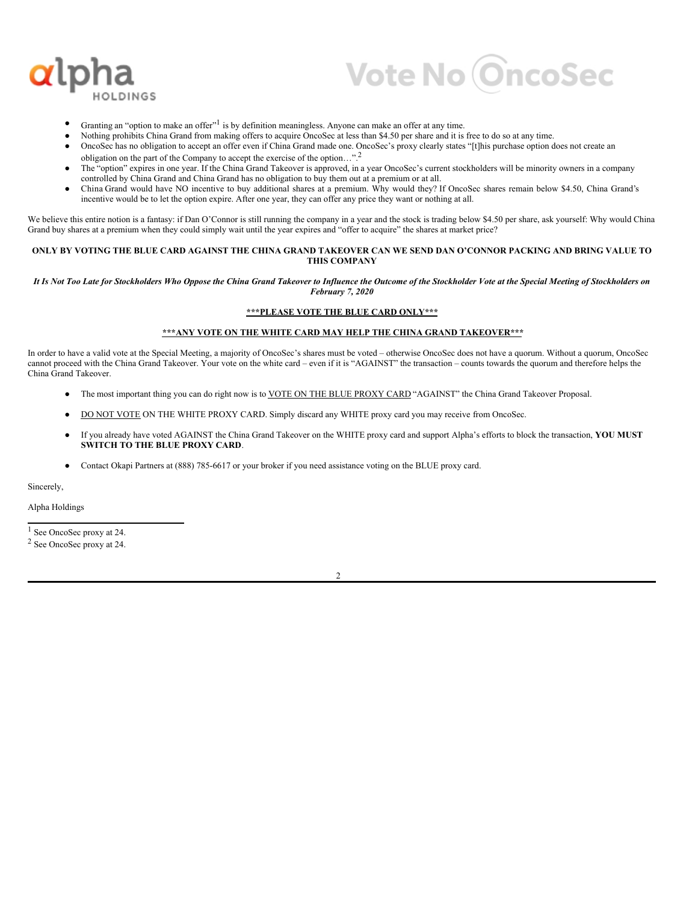- Granting an "option to make an offer"[1] is by definition meaningless. Anyone can make an offer at any time.
- Nothing prohibits China Grand from making offers to acquire OncoSec at less than $4.50 per share and it is free to do so at any time.
- OncoSec has no obligation to accept an offer even if China Grand made one. OncoSec's proxy clearly states "[t]his purchase option does not create an obligation on the part of the Company to accept the exercise of the option…".[2]
- The "option" expires in one year. If the China Grand Takeover is approved, in a year OncoSec's current stockholders will be minority owners in a company controlled by China Grand and China Grand has no obligation to buy them out at a premium or at all.
- China Grand would have NO incentive to buy additional shares at a premium. Why would they? If OncoSec shares remain below $4.50, China Grand's incentive would be to let the option expire. After one year, they can offer any price they want or nothing at all.

We believe this entire notion is a fantasy: if Dan O'Connor is still running the company in a year and the stock is trading below $4.50 per share, ask yourself: Why would China Grand buy shares at a premium when they could simply wait until the year expires and "offer to acquire" the shares at market price?

**ONLY BY VOTING THE BLUE CARD AGAINST THE CHINA GRAND TAKEOVER CAN WE SEND DAN O'CONNOR PACKING AND BRING VALUE TO THIS COMPANY**

***It Is Not Too Late for Stockholders Who Oppose the China Grand Takeover to Influence the Outcome of the Stockholder Vote at the Special Meeting of Stockholders on February 7, 2020***

**<u>***PLEASE VOTE THE BLUE CARD ONLY***</u>**

**<u>***ANY VOTE ON THE WHITE CARD MAY HELP THE CHINA GRAND TAKEOVER***</u>**

In order to have a valid vote at the Special Meeting, a majority of OncoSec's shares must be voted – otherwise OncoSec does not have a quorum. Without a quorum, OncoSec cannot proceed with the China Grand Takeover. Your vote on the white card – even if it is "AGAINST" the transaction – counts towards the quorum and therefore helps the China Grand Takeover.

- The most important thing you can do right now is to <u>VOTE ON THE BLUE PROXY CARD</u> "AGAINST" the China Grand Takeover Proposal.
- <u>DO NOT VOTE</u> ON THE WHITE PROXY CARD. Simply discard any WHITE proxy card you may receive from OncoSec.
- If you already have voted AGAINST the China Grand Takeover on the WHITE proxy card and support Alpha's efforts to block the transaction, **YOU MUST SWITCH TO THE BLUE PROXY CARD**.
- Contact Okapi Partners at (888) 785-6617 or your broker if you need assistance voting on the BLUE proxy card.

Sincerely,

Alpha Holdings

[1] See OncoSec proxy at 24.

[2] See OncoSec proxy at 24.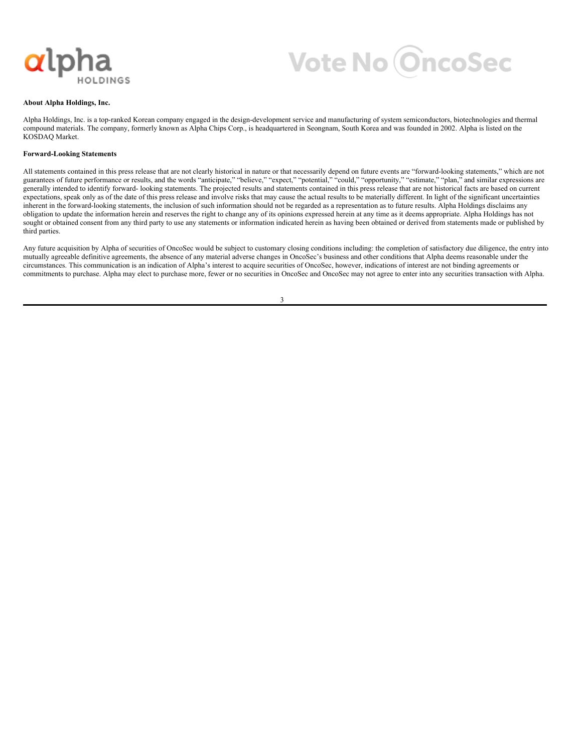**About Alpha Holdings, Inc.**

Alpha Holdings, Inc. is a top-ranked Korean company engaged in the design-development service and manufacturing of system semiconductors, biotechnologies and thermal compound materials. The company, formerly known as Alpha Chips Corp., is headquartered in Seongnam, South Korea and was founded in 2002. Alpha is listed on the KOSDAQ Market.

**Forward-Looking Statements**

All statements contained in this press release that are not clearly historical in nature or that necessarily depend on future events are "forward-looking statements," which are not guarantees of future performance or results, and the words "anticipate," "believe," "expect," "potential," "could," "opportunity," "estimate," "plan," and similar expressions are generally intended to identify forward- looking statements. The projected results and statements contained in this press release that are not historical facts are based on current expectations, speak only as of the date of this press release and involve risks that may cause the actual results to be materially different. In light of the significant uncertainties inherent in the forward-looking statements, the inclusion of such information should not be regarded as a representation as to future results. Alpha Holdings disclaims any obligation to update the information herein and reserves the right to change any of its opinions expressed herein at any time as it deems appropriate. Alpha Holdings has not sought or obtained consent from any third party to use any statements or information indicated herein as having been obtained or derived from statements made or published by third parties.

Any future acquisition by Alpha of securities of OncoSec would be subject to customary closing conditions including: the completion of satisfactory due diligence, the entry into mutually agreeable definitive agreements, the absence of any material adverse changes in OncoSec's business and other conditions that Alpha deems reasonable under the circumstances. This communication is an indication of Alpha's interest to acquire securities of OncoSec, however, indications of interest are not binding agreements or commitments to purchase. Alpha may elect to purchase more, fewer or no securities in OncoSec and OncoSec may not agree to enter into any securities transaction with Alpha.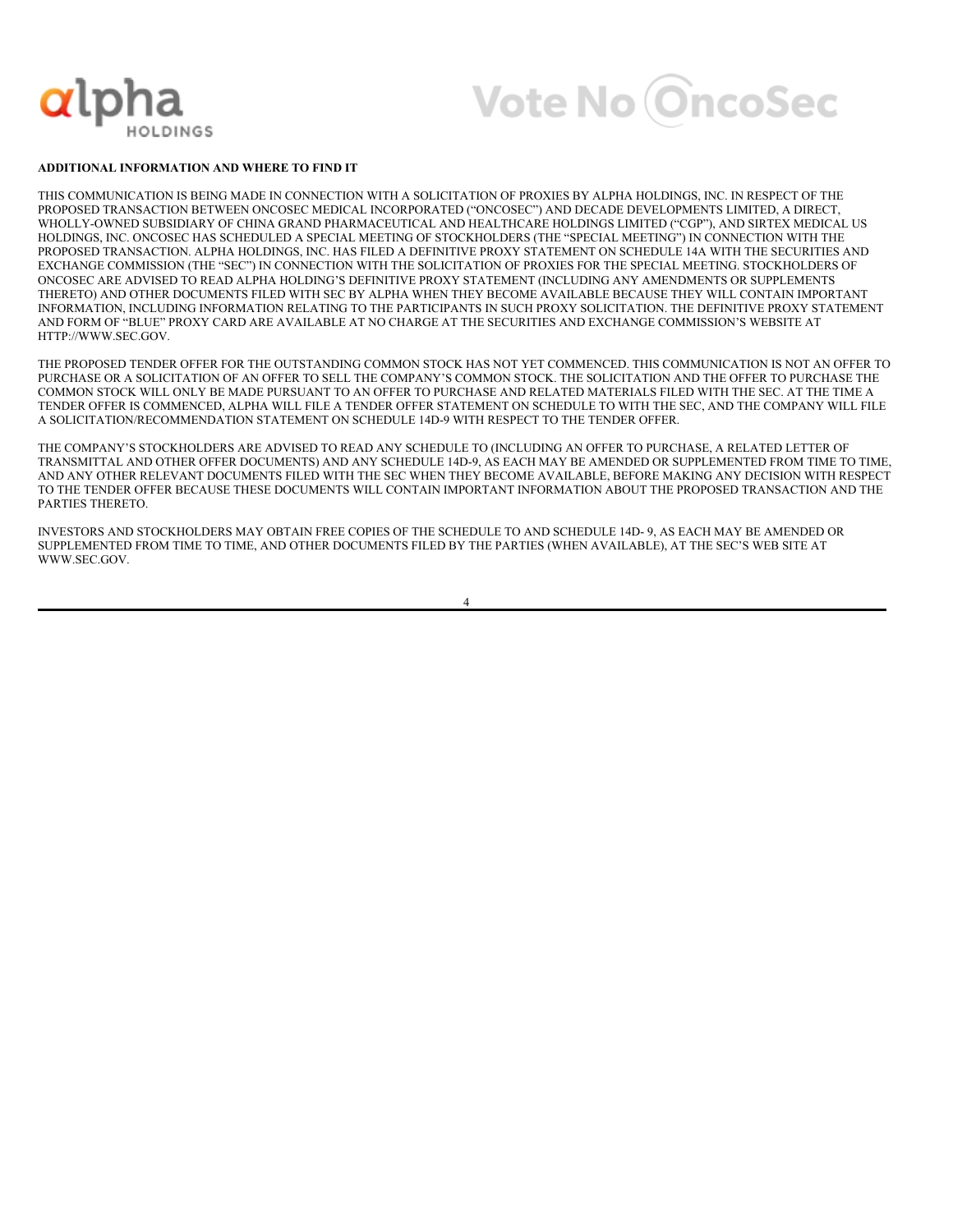alpha HOLDINGS

Vote No OncoSec

**ADDITIONAL INFORMATION AND WHERE TO FIND IT**

THIS COMMUNICATION IS BEING MADE IN CONNECTION WITH A SOLICITATION OF PROXIES BY ALPHA HOLDINGS, INC. IN RESPECT OF THE PROPOSED TRANSACTION BETWEEN ONCOSEC MEDICAL INCORPORATED ("ONCOSEC") AND DECADE DEVELOPMENTS LIMITED, A DIRECT, WHOLLY-OWNED SUBSIDIARY OF CHINA GRAND PHARMACEUTICAL AND HEALTHCARE HOLDINGS LIMITED ("CGP"), AND SIRTEX MEDICAL US HOLDINGS, INC. ONCOSEC HAS SCHEDULED A SPECIAL MEETING OF STOCKHOLDERS (THE "SPECIAL MEETING") IN CONNECTION WITH THE PROPOSED TRANSACTION. ALPHA HOLDINGS, INC. HAS FILED A DEFINITIVE PROXY STATEMENT ON SCHEDULE 14A WITH THE SECURITIES AND EXCHANGE COMMISSION (THE "SEC") IN CONNECTION WITH THE SOLICITATION OF PROXIES FOR THE SPECIAL MEETING. STOCKHOLDERS OF ONCOSEC ARE ADVISED TO READ ALPHA HOLDING'S DEFINITIVE PROXY STATEMENT (INCLUDING ANY AMENDMENTS OR SUPPLEMENTS THERETO) AND OTHER DOCUMENTS FILED WITH SEC BY ALPHA WHEN THEY BECOME AVAILABLE BECAUSE THEY WILL CONTAIN IMPORTANT INFORMATION, INCLUDING INFORMATION RELATING TO THE PARTICIPANTS IN SUCH PROXY SOLICITATION. THE DEFINITIVE PROXY STATEMENT AND FORM OF "BLUE" PROXY CARD ARE AVAILABLE AT NO CHARGE AT THE SECURITIES AND EXCHANGE COMMISSION'S WEBSITE AT HTTP://WWW.SEC.GOV.

THE PROPOSED TENDER OFFER FOR THE OUTSTANDING COMMON STOCK HAS NOT YET COMMENCED. THIS COMMUNICATION IS NOT AN OFFER TO PURCHASE OR A SOLICITATION OF AN OFFER TO SELL THE COMPANY'S COMMON STOCK. THE SOLICITATION AND THE OFFER TO PURCHASE THE COMMON STOCK WILL ONLY BE MADE PURSUANT TO AN OFFER TO PURCHASE AND RELATED MATERIALS FILED WITH THE SEC. AT THE TIME A TENDER OFFER IS COMMENCED, ALPHA WILL FILE A TENDER OFFER STATEMENT ON SCHEDULE TO WITH THE SEC, AND THE COMPANY WILL FILE A SOLICITATION/RECOMMENDATION STATEMENT ON SCHEDULE 14D-9 WITH RESPECT TO THE TENDER OFFER.

THE COMPANY'S STOCKHOLDERS ARE ADVISED TO READ ANY SCHEDULE TO (INCLUDING AN OFFER TO PURCHASE, A RELATED LETTER OF TRANSMITTAL AND OTHER OFFER DOCUMENTS) AND ANY SCHEDULE 14D-9, AS EACH MAY BE AMENDED OR SUPPLEMENTED FROM TIME TO TIME, AND ANY OTHER RELEVANT DOCUMENTS FILED WITH THE SEC WHEN THEY BECOME AVAILABLE, BEFORE MAKING ANY DECISION WITH RESPECT TO THE TENDER OFFER BECAUSE THESE DOCUMENTS WILL CONTAIN IMPORTANT INFORMATION ABOUT THE PROPOSED TRANSACTION AND THE PARTIES THERETO.

INVESTORS AND STOCKHOLDERS MAY OBTAIN FREE COPIES OF THE SCHEDULE TO AND SCHEDULE 14D- 9, AS EACH MAY BE AMENDED OR SUPPLEMENTED FROM TIME TO TIME, AND OTHER DOCUMENTS FILED BY THE PARTIES (WHEN AVAILABLE), AT THE SEC'S WEB SITE AT WWW.SEC.GOV.